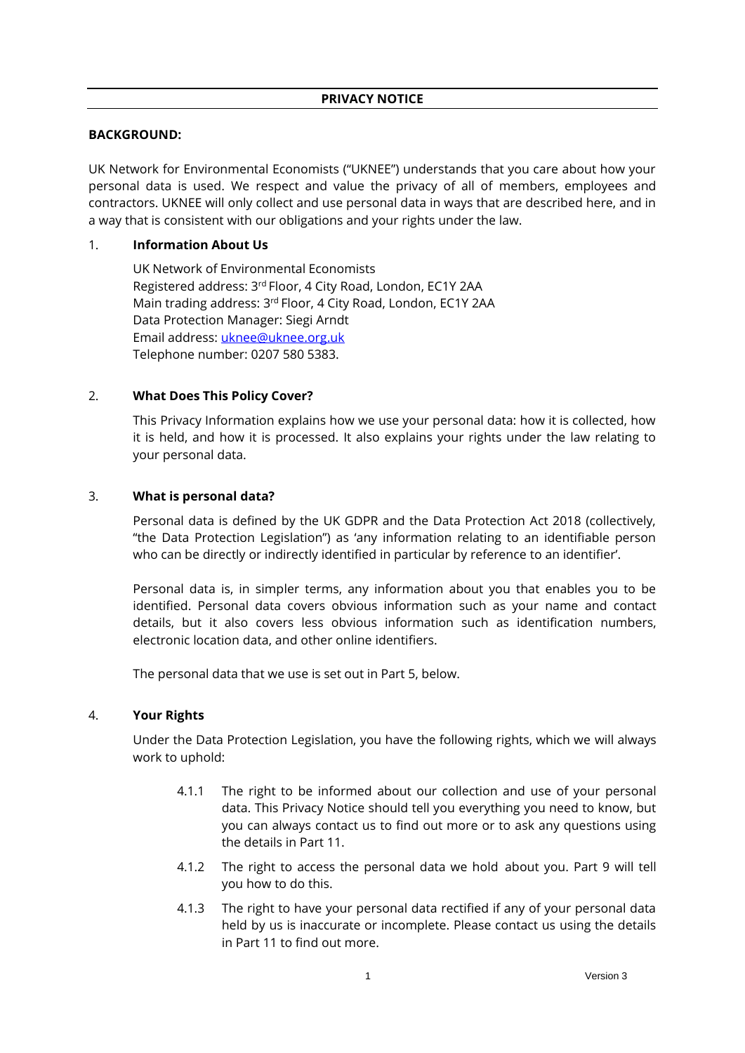# PRIVACY NOTICE

**BACKGROUND:**

UK Network for Environmental Economists ("UKNEE") understands that you care about how your personal data is used. We respect and value the privacy of all of members, employees and contractors. UKNEE will only collect and use personal data in ways that are described here, and in a way that is consistent with our obligations and your rights under the law.

## 1. Information About Us

UK Network of Environmental Economists
Registered address: 3rd Floor, 4 City Road, London, EC1Y 2AA
Main trading address: 3rd Floor, 4 City Road, London, EC1Y 2AA
Data Protection Manager: Siegi Arndt
Email address: [uknee@uknee.org.uk](mailto:uknee@uknee.org.uk)
Telephone number: 0207 580 5383.

## 2. What Does This Policy Cover?

This Privacy Information explains how we use your personal data: how it is collected, how it is held, and how it is processed. It also explains your rights under the law relating to your personal data.

## 3. What is personal data?

Personal data is defined by the UK GDPR and the Data Protection Act 2018 (collectively, "the Data Protection Legislation") as 'any information relating to an identifiable person who can be directly or indirectly identified in particular by reference to an identifier'.

Personal data is, in simpler terms, any information about you that enables you to be identified. Personal data covers obvious information such as your name and contact details, but it also covers less obvious information such as identification numbers, electronic location data, and other online identifiers.

The personal data that we use is set out in Part 5, below.

## 4. Your Rights

Under the Data Protection Legislation, you have the following rights, which we will always work to uphold:

4.1.1 The right to be informed about our collection and use of your personal data. This Privacy Notice should tell you everything you need to know, but you can always contact us to find out more or to ask any questions using the details in Part 11.

4.1.2 The right to access the personal data we hold about you. Part 9 will tell you how to do this.

4.1.3 The right to have your personal data rectified if any of your personal data held by us is inaccurate or incomplete. Please contact us using the details in Part 11 to find out more.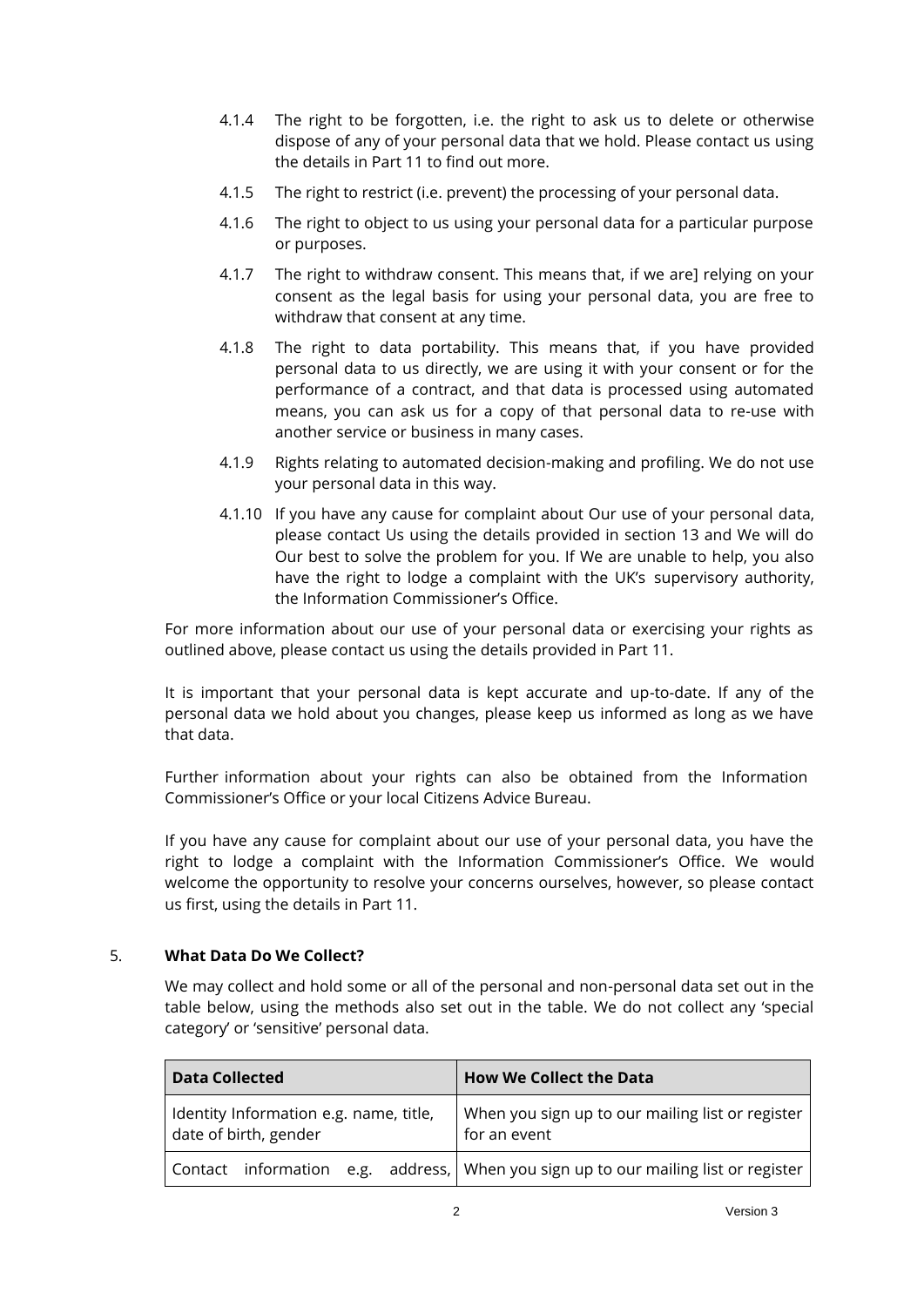4.1.4 The right to be forgotten, i.e. the right to ask us to delete or otherwise dispose of any of your personal data that we hold. Please contact us using the details in Part 11 to find out more.

4.1.5 The right to restrict (i.e. prevent) the processing of your personal data.

4.1.6 The right to object to us using your personal data for a particular purpose or purposes.

4.1.7 The right to withdraw consent. This means that, if we are] relying on your consent as the legal basis for using your personal data, you are free to withdraw that consent at any time.

4.1.8 The right to data portability. This means that, if you have provided personal data to us directly, we are using it with your consent or for the performance of a contract, and that data is processed using automated means, you can ask us for a copy of that personal data to re-use with another service or business in many cases.

4.1.9 Rights relating to automated decision-making and profiling. We do not use your personal data in this way.

4.1.10 If you have any cause for complaint about Our use of your personal data, please contact Us using the details provided in section 13 and We will do Our best to solve the problem for you. If We are unable to help, you also have the right to lodge a complaint with the UK's supervisory authority, the Information Commissioner's Office.

For more information about our use of your personal data or exercising your rights as outlined above, please contact us using the details provided in Part 11.

It is important that your personal data is kept accurate and up-to-date. If any of the personal data we hold about you changes, please keep us informed as long as we have that data.

Further information about your rights can also be obtained from the Information Commissioner's Office or your local Citizens Advice Bureau.

If you have any cause for complaint about our use of your personal data, you have the right to lodge a complaint with the Information Commissioner's Office. We would welcome the opportunity to resolve your concerns ourselves, however, so please contact us first, using the details in Part 11.

## 5. What Data Do We Collect?

We may collect and hold some or all of the personal and non-personal data set out in the table below, using the methods also set out in the table. We do not collect any 'special category' or 'sensitive' personal data.

| Data Collected | How We Collect the Data |
| --- | --- |
| Identity Information e.g. name, title, date of birth, gender | When you sign up to our mailing list or register for an event |
| Contact information e.g. address, | When you sign up to our mailing list or register |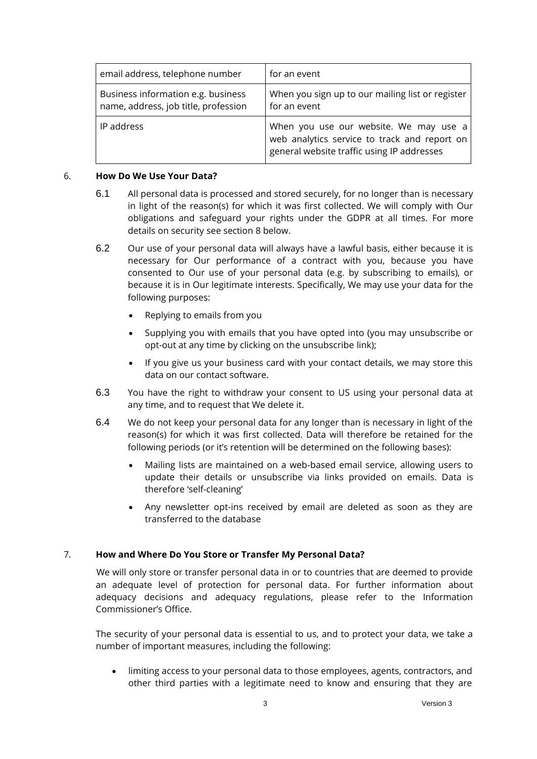| | |
|---|---|
| email address, telephone number | for an event |
| Business information e.g. business name, address, job title, profession | When you sign up to our mailing list or register for an event |
| IP address | When you use our website. We may use a web analytics service to track and report on general website traffic using IP addresses |

## 6. How Do We Use Your Data?

6.1 All personal data is processed and stored securely, for no longer than is necessary in light of the reason(s) for which it was first collected. We will comply with Our obligations and safeguard your rights under the GDPR at all times. For more details on security see section 8 below.

6.2 Our use of your personal data will always have a lawful basis, either because it is necessary for Our performance of a contract with you, because you have consented to Our use of your personal data (e.g. by subscribing to emails), or because it is in Our legitimate interests. Specifically, We may use your data for the following purposes:

- Replying to emails from you
- Supplying you with emails that you have opted into (you may unsubscribe or opt-out at any time by clicking on the unsubscribe link);
- If you give us your business card with your contact details, we may store this data on our contact software.

6.3 You have the right to withdraw your consent to US using your personal data at any time, and to request that We delete it.

6.4 We do not keep your personal data for any longer than is necessary in light of the reason(s) for which it was first collected. Data will therefore be retained for the following periods (or it's retention will be determined on the following bases):

- Mailing lists are maintained on a web-based email service, allowing users to update their details or unsubscribe via links provided on emails. Data is therefore 'self-cleaning'
- Any newsletter opt-ins received by email are deleted as soon as they are transferred to the database

## 7. How and Where Do You Store or Transfer My Personal Data?

We will only store or transfer personal data in or to countries that are deemed to provide an adequate level of protection for personal data. For further information about adequacy decisions and adequacy regulations, please refer to the Information Commissioner's Office.

The security of your personal data is essential to us, and to protect your data, we take a number of important measures, including the following:

- limiting access to your personal data to those employees, agents, contractors, and other third parties with a legitimate need to know and ensuring that they are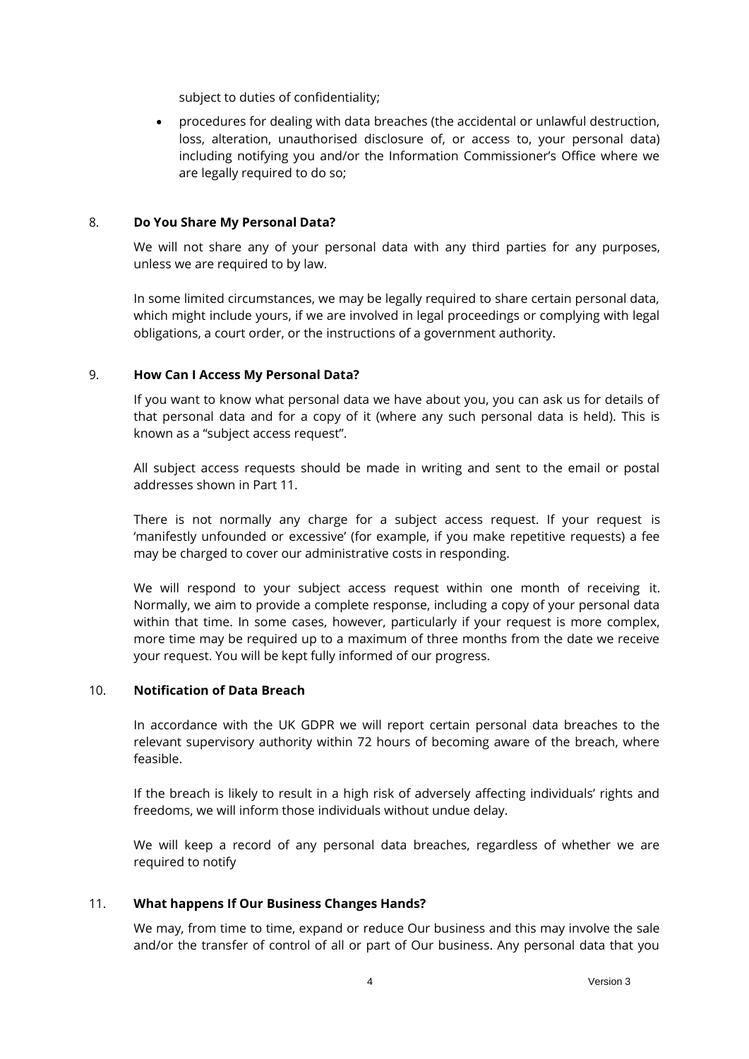subject to duties of confidentiality;

- procedures for dealing with data breaches (the accidental or unlawful destruction, loss, alteration, unauthorised disclosure of, or access to, your personal data) including notifying you and/or the Information Commissioner's Office where we are legally required to do so;

8. **Do You Share My Personal Data?**

   We will not share any of your personal data with any third parties for any purposes, unless we are required to by law.

   In some limited circumstances, we may be legally required to share certain personal data, which might include yours, if we are involved in legal proceedings or complying with legal obligations, a court order, or the instructions of a government authority.

9. **How Can I Access My Personal Data?**

   If you want to know what personal data we have about you, you can ask us for details of that personal data and for a copy of it (where any such personal data is held). This is known as a "subject access request".

   All subject access requests should be made in writing and sent to the email or postal addresses shown in Part 11.

   There is not normally any charge for a subject access request. If your request is 'manifestly unfounded or excessive' (for example, if you make repetitive requests) a fee may be charged to cover our administrative costs in responding.

   We will respond to your subject access request within one month of receiving it. Normally, we aim to provide a complete response, including a copy of your personal data within that time. In some cases, however, particularly if your request is more complex, more time may be required up to a maximum of three months from the date we receive your request. You will be kept fully informed of our progress.

10. **Notification of Data Breach**

    In accordance with the UK GDPR we will report certain personal data breaches to the relevant supervisory authority within 72 hours of becoming aware of the breach, where feasible.

    If the breach is likely to result in a high risk of adversely affecting individuals' rights and freedoms, we will inform those individuals without undue delay.

    We will keep a record of any personal data breaches, regardless of whether we are required to notify

11. **What happens If Our Business Changes Hands?**

    We may, from time to time, expand or reduce Our business and this may involve the sale and/or the transfer of control of all or part of Our business. Any personal data that you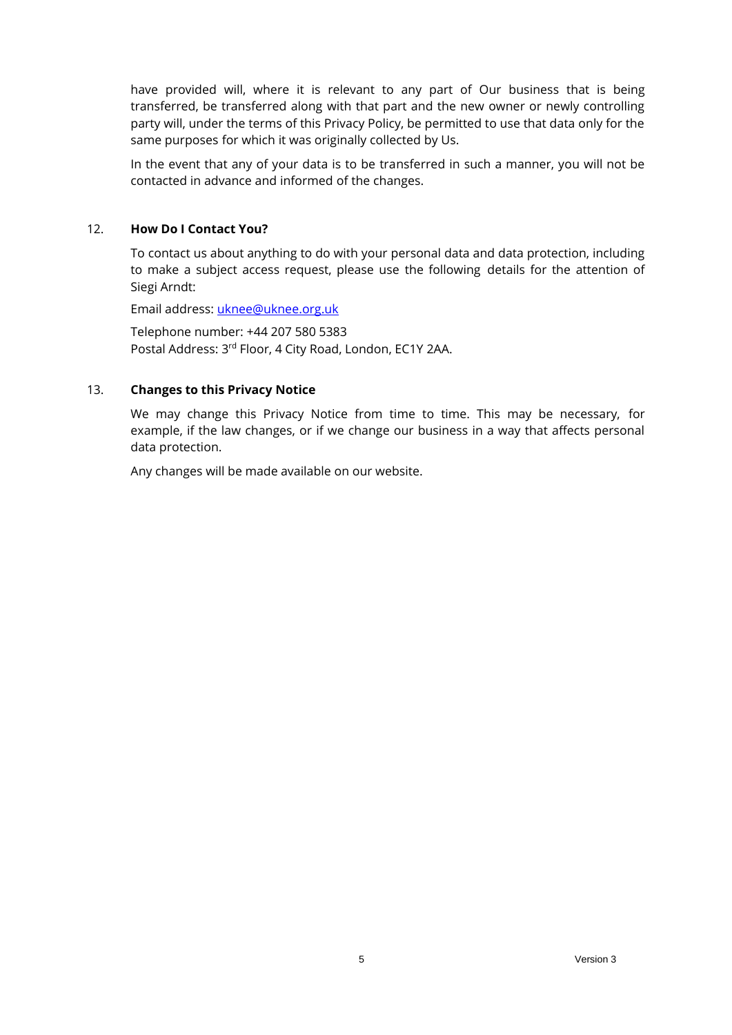have provided will, where it is relevant to any part of Our business that is being transferred, be transferred along with that part and the new owner or newly controlling party will, under the terms of this Privacy Policy, be permitted to use that data only for the same purposes for which it was originally collected by Us.

In the event that any of your data is to be transferred in such a manner, you will not be contacted in advance and informed of the changes.

## 12. How Do I Contact You?

To contact us about anything to do with your personal data and data protection, including to make a subject access request, please use the following details for the attention of Siegi Arndt:

Email address: uknee@uknee.org.uk

Telephone number: +44 207 580 5383
Postal Address: 3rd Floor, 4 City Road, London, EC1Y 2AA.

## 13. Changes to this Privacy Notice

We may change this Privacy Notice from time to time. This may be necessary, for example, if the law changes, or if we change our business in a way that affects personal data protection.

Any changes will be made available on our website.